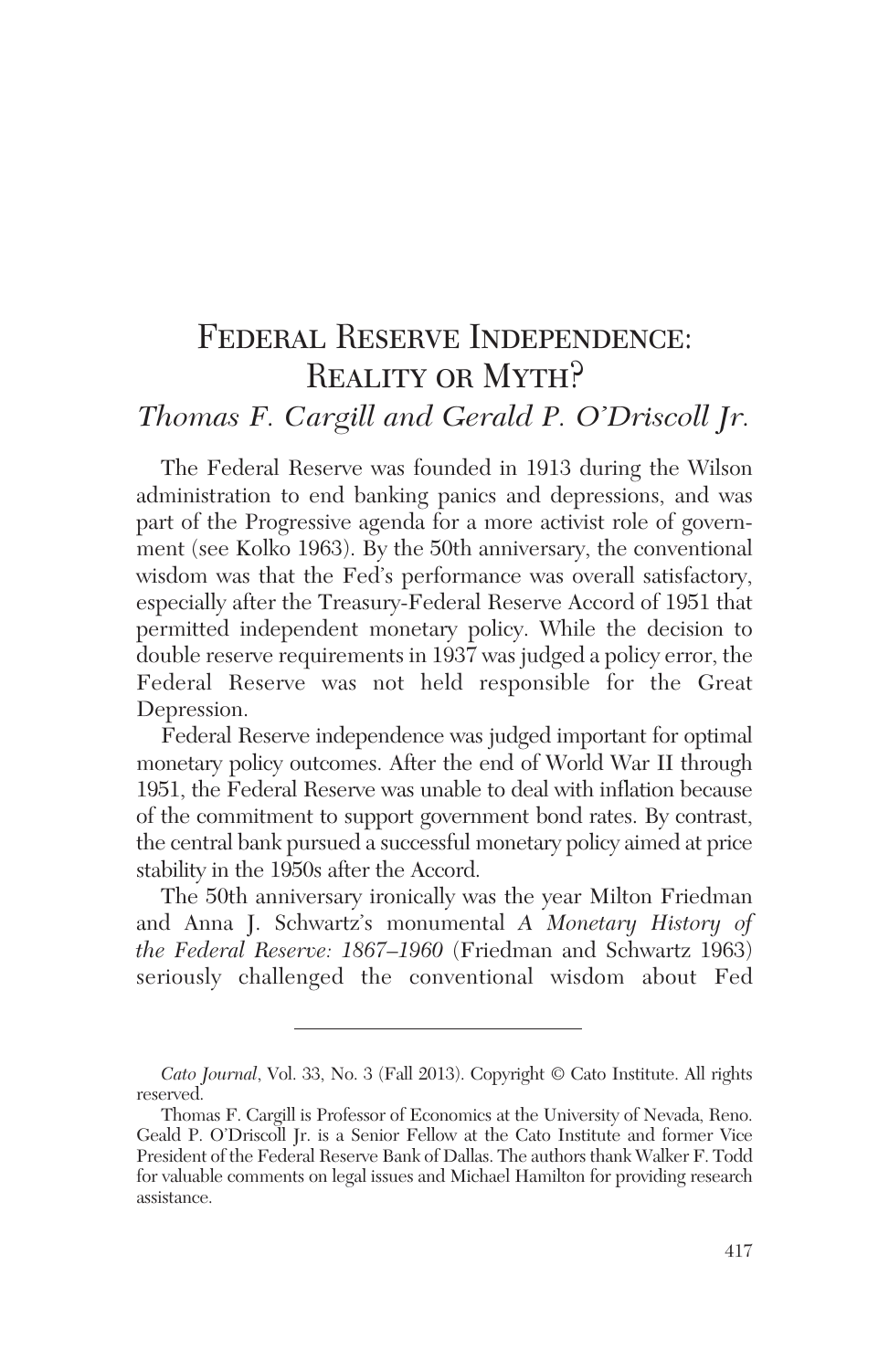# Federal Reserve Independence: Reality or Myth?

*Thomas F. Cargill and Gerald P. O'Driscoll Jr.*

The Federal Reserve was founded in 1913 during the Wilson administration to end banking panics and depressions, and was part of the Progressive agenda for a more activist role of government (see Kolko 1963). By the 50th anniversary, the conventional wisdom was that the Fed's performance was overall satisfactory, especially after the Treasury-Federal Reserve Accord of 1951 that permitted independent monetary policy. While the decision to double reserve requirements in 1937 was judged a policy error, the Federal Reserve was not held responsible for the Great Depression.

Federal Reserve independence was judged important for optimal monetary policy outcomes. After the end of World War II through 1951, the Federal Reserve was unable to deal with inflation because of the commitment to support government bond rates. By contrast, the central bank pursued a successful monetary policy aimed at price stability in the 1950s after the Accord.

The 50th anniversary ironically was the year Milton Friedman and Anna J. Schwartz's monumental *A Monetary History of the Federal Reserve: 1867–1960* (Friedman and Schwartz 1963) seriously challenged the conventional wisdom about Fed

---

*Cato Journal*, Vol. 33, No. 3 (Fall 2013). Copyright © Cato Institute. All rights reserved.

Thomas F. Cargill is Professor of Economics at the University of Nevada, Reno. Geald P. O'Driscoll Jr. is a Senior Fellow at the Cato Institute and former Vice President of the Federal Reserve Bank of Dallas. The authors thank Walker F. Todd for valuable comments on legal issues and Michael Hamilton for providing research assistance.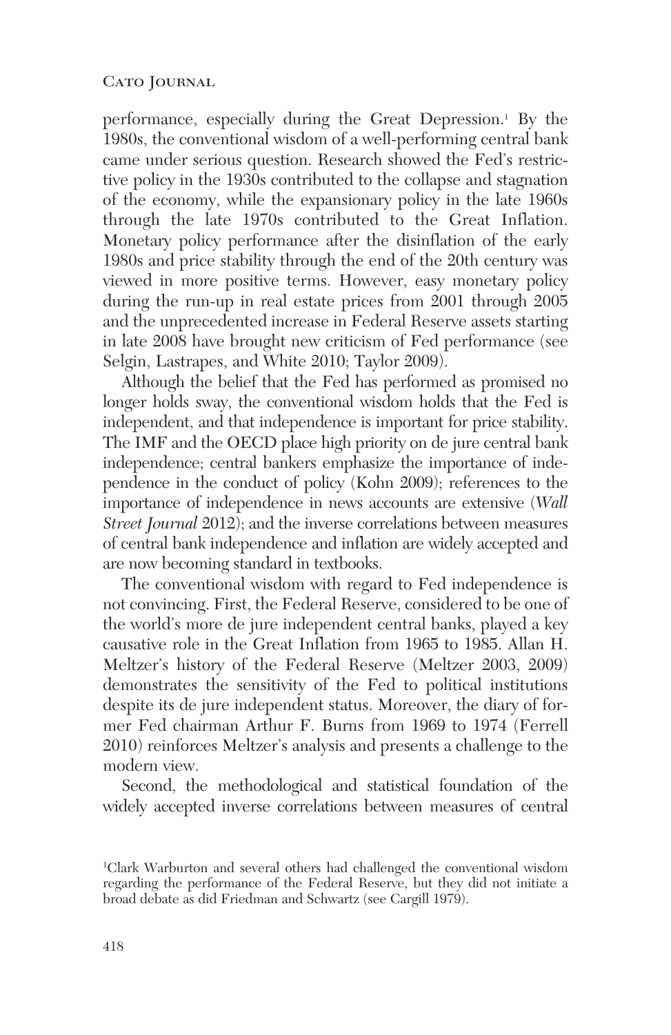performance, especially during the Great Depression.[1] By the 1980s, the conventional wisdom of a well-performing central bank came under serious question. Research showed the Fed's restrictive policy in the 1930s contributed to the collapse and stagnation of the economy, while the expansionary policy in the late 1960s through the late 1970s contributed to the Great Inflation. Monetary policy performance after the disinflation of the early 1980s and price stability through the end of the 20th century was viewed in more positive terms. However, easy monetary policy during the run-up in real estate prices from 2001 through 2005 and the unprecedented increase in Federal Reserve assets starting in late 2008 have brought new criticism of Fed performance (see Selgin, Lastrapes, and White 2010; Taylor 2009).

Although the belief that the Fed has performed as promised no longer holds sway, the conventional wisdom holds that the Fed is independent, and that independence is important for price stability. The IMF and the OECD place high priority on de jure central bank independence; central bankers emphasize the importance of independence in the conduct of policy (Kohn 2009); references to the importance of independence in news accounts are extensive (*Wall Street Journal* 2012); and the inverse correlations between measures of central bank independence and inflation are widely accepted and are now becoming standard in textbooks.

The conventional wisdom with regard to Fed independence is not convincing. First, the Federal Reserve, considered to be one of the world's more de jure independent central banks, played a key causative role in the Great Inflation from 1965 to 1985. Allan H. Meltzer's history of the Federal Reserve (Meltzer 2003, 2009) demonstrates the sensitivity of the Fed to political institutions despite its de jure independent status. Moreover, the diary of former Fed chairman Arthur F. Burns from 1969 to 1974 (Ferrell 2010) reinforces Meltzer's analysis and presents a challenge to the modern view.

Second, the methodological and statistical foundation of the widely accepted inverse correlations between measures of central

[1] Clark Warburton and several others had challenged the conventional wisdom regarding the performance of the Federal Reserve, but they did not initiate a broad debate as did Friedman and Schwartz (see Cargill 1979).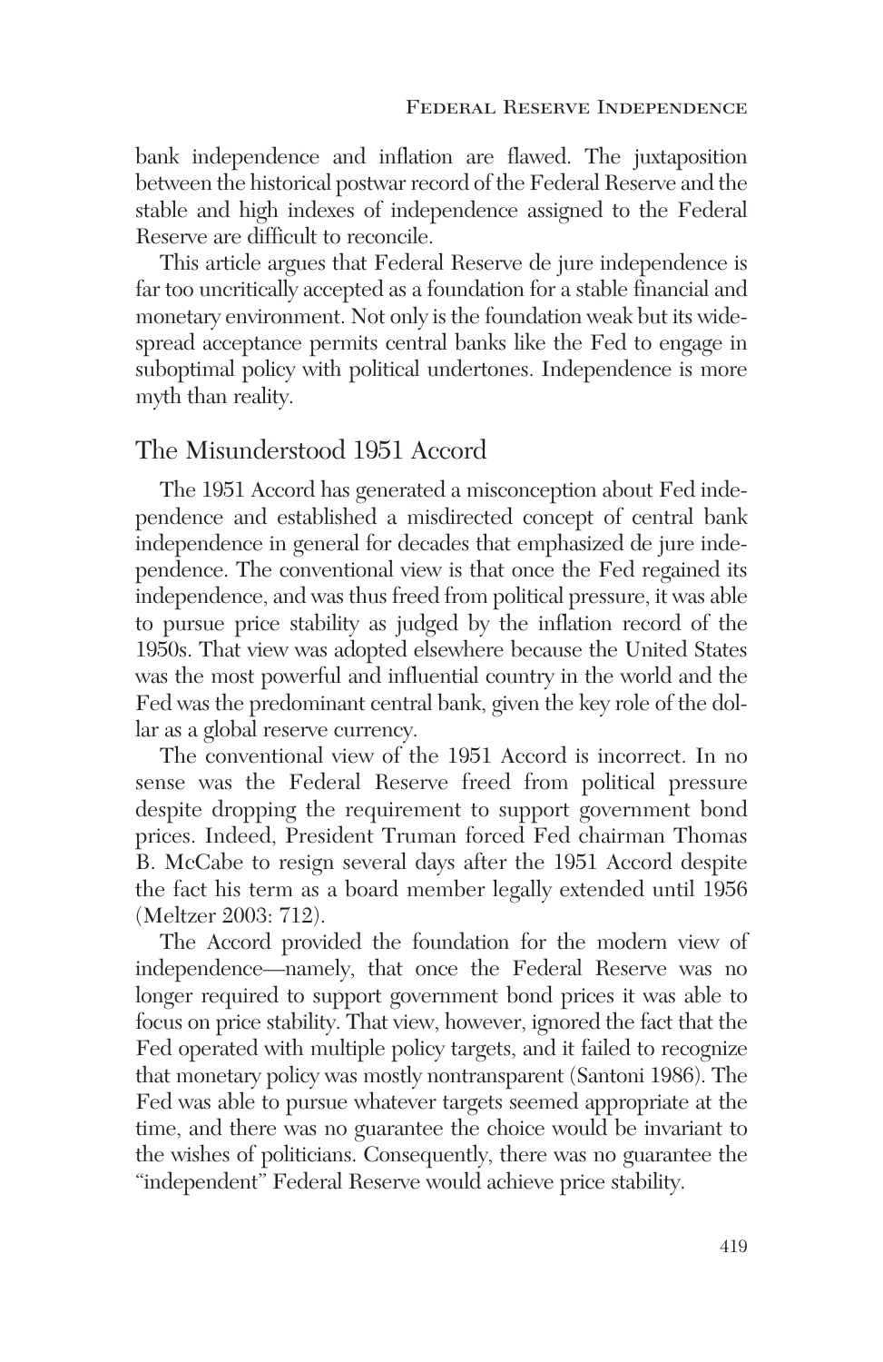bank independence and inflation are flawed. The juxtaposition between the historical postwar record of the Federal Reserve and the stable and high indexes of independence assigned to the Federal Reserve are difficult to reconcile.

This article argues that Federal Reserve de jure independence is far too uncritically accepted as a foundation for a stable financial and monetary environment. Not only is the foundation weak but its widespread acceptance permits central banks like the Fed to engage in suboptimal policy with political undertones. Independence is more myth than reality.

## The Misunderstood 1951 Accord

The 1951 Accord has generated a misconception about Fed independence and established a misdirected concept of central bank independence in general for decades that emphasized de jure independence. The conventional view is that once the Fed regained its independence, and was thus freed from political pressure, it was able to pursue price stability as judged by the inflation record of the 1950s. That view was adopted elsewhere because the United States was the most powerful and influential country in the world and the Fed was the predominant central bank, given the key role of the dollar as a global reserve currency.

The conventional view of the 1951 Accord is incorrect. In no sense was the Federal Reserve freed from political pressure despite dropping the requirement to support government bond prices. Indeed, President Truman forced Fed chairman Thomas B. McCabe to resign several days after the 1951 Accord despite the fact his term as a board member legally extended until 1956 (Meltzer 2003: 712).

The Accord provided the foundation for the modern view of independence—namely, that once the Federal Reserve was no longer required to support government bond prices it was able to focus on price stability. That view, however, ignored the fact that the Fed operated with multiple policy targets, and it failed to recognize that monetary policy was mostly nontransparent (Santoni 1986). The Fed was able to pursue whatever targets seemed appropriate at the time, and there was no guarantee the choice would be invariant to the wishes of politicians. Consequently, there was no guarantee the "independent" Federal Reserve would achieve price stability.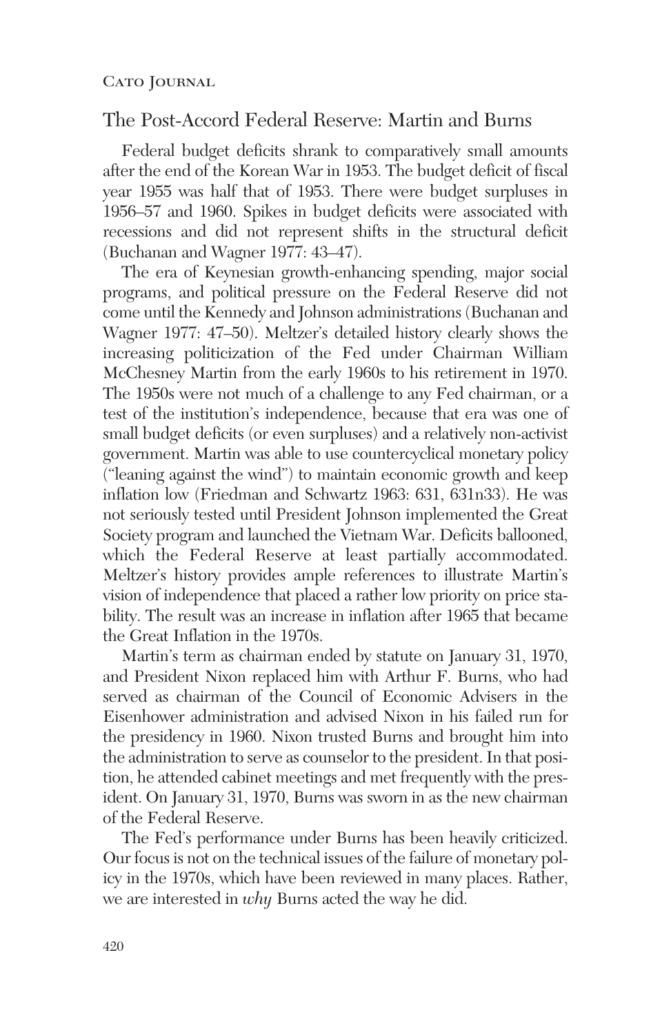## The Post-Accord Federal Reserve: Martin and Burns

Federal budget deficits shrank to comparatively small amounts after the end of the Korean War in 1953. The budget deficit of fiscal year 1955 was half that of 1953. There were budget surpluses in 1956–57 and 1960. Spikes in budget deficits were associated with recessions and did not represent shifts in the structural deficit (Buchanan and Wagner 1977: 43–47).

The era of Keynesian growth-enhancing spending, major social programs, and political pressure on the Federal Reserve did not come until the Kennedy and Johnson administrations (Buchanan and Wagner 1977: 47–50). Meltzer's detailed history clearly shows the increasing politicization of the Fed under Chairman William McChesney Martin from the early 1960s to his retirement in 1970. The 1950s were not much of a challenge to any Fed chairman, or a test of the institution's independence, because that era was one of small budget deficits (or even surpluses) and a relatively non-activist government. Martin was able to use countercyclical monetary policy ("leaning against the wind") to maintain economic growth and keep inflation low (Friedman and Schwartz 1963: 631, 631n33). He was not seriously tested until President Johnson implemented the Great Society program and launched the Vietnam War. Deficits ballooned, which the Federal Reserve at least partially accommodated. Meltzer's history provides ample references to illustrate Martin's vision of independence that placed a rather low priority on price stability. The result was an increase in inflation after 1965 that became the Great Inflation in the 1970s.

Martin's term as chairman ended by statute on January 31, 1970, and President Nixon replaced him with Arthur F. Burns, who had served as chairman of the Council of Economic Advisers in the Eisenhower administration and advised Nixon in his failed run for the presidency in 1960. Nixon trusted Burns and brought him into the administration to serve as counselor to the president. In that position, he attended cabinet meetings and met frequently with the president. On January 31, 1970, Burns was sworn in as the new chairman of the Federal Reserve.

The Fed's performance under Burns has been heavily criticized. Our focus is not on the technical issues of the failure of monetary policy in the 1970s, which have been reviewed in many places. Rather, we are interested in *why* Burns acted the way he did.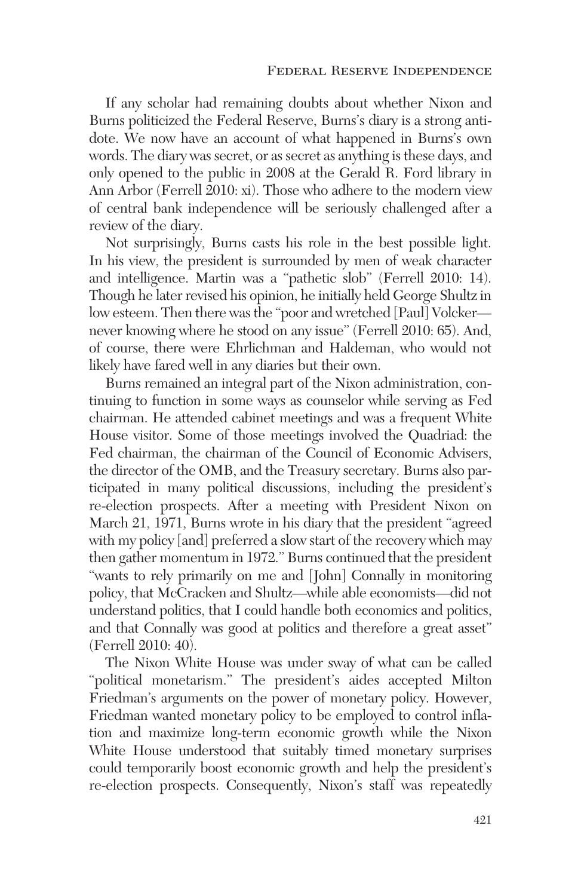If any scholar had remaining doubts about whether Nixon and Burns politicized the Federal Reserve, Burns's diary is a strong antidote. We now have an account of what happened in Burns's own words. The diary was secret, or as secret as anything is these days, and only opened to the public in 2008 at the Gerald R. Ford library in Ann Arbor (Ferrell 2010: xi). Those who adhere to the modern view of central bank independence will be seriously challenged after a review of the diary.

Not surprisingly, Burns casts his role in the best possible light. In his view, the president is surrounded by men of weak character and intelligence. Martin was a "pathetic slob" (Ferrell 2010: 14). Though he later revised his opinion, he initially held George Shultz in low esteem. Then there was the "poor and wretched [Paul] Volcker—never knowing where he stood on any issue" (Ferrell 2010: 65). And, of course, there were Ehrlichman and Haldeman, who would not likely have fared well in any diaries but their own.

Burns remained an integral part of the Nixon administration, continuing to function in some ways as counselor while serving as Fed chairman. He attended cabinet meetings and was a frequent White House visitor. Some of those meetings involved the Quadriad: the Fed chairman, the chairman of the Council of Economic Advisers, the director of the OMB, and the Treasury secretary. Burns also participated in many political discussions, including the president's re-election prospects. After a meeting with President Nixon on March 21, 1971, Burns wrote in his diary that the president "agreed with my policy [and] preferred a slow start of the recovery which may then gather momentum in 1972." Burns continued that the president "wants to rely primarily on me and [John] Connally in monitoring policy, that McCracken and Shultz—while able economists—did not understand politics, that I could handle both economics and politics, and that Connally was good at politics and therefore a great asset" (Ferrell 2010: 40).

The Nixon White House was under sway of what can be called "political monetarism." The president's aides accepted Milton Friedman's arguments on the power of monetary policy. However, Friedman wanted monetary policy to be employed to control inflation and maximize long-term economic growth while the Nixon White House understood that suitably timed monetary surprises could temporarily boost economic growth and help the president's re-election prospects. Consequently, Nixon's staff was repeatedly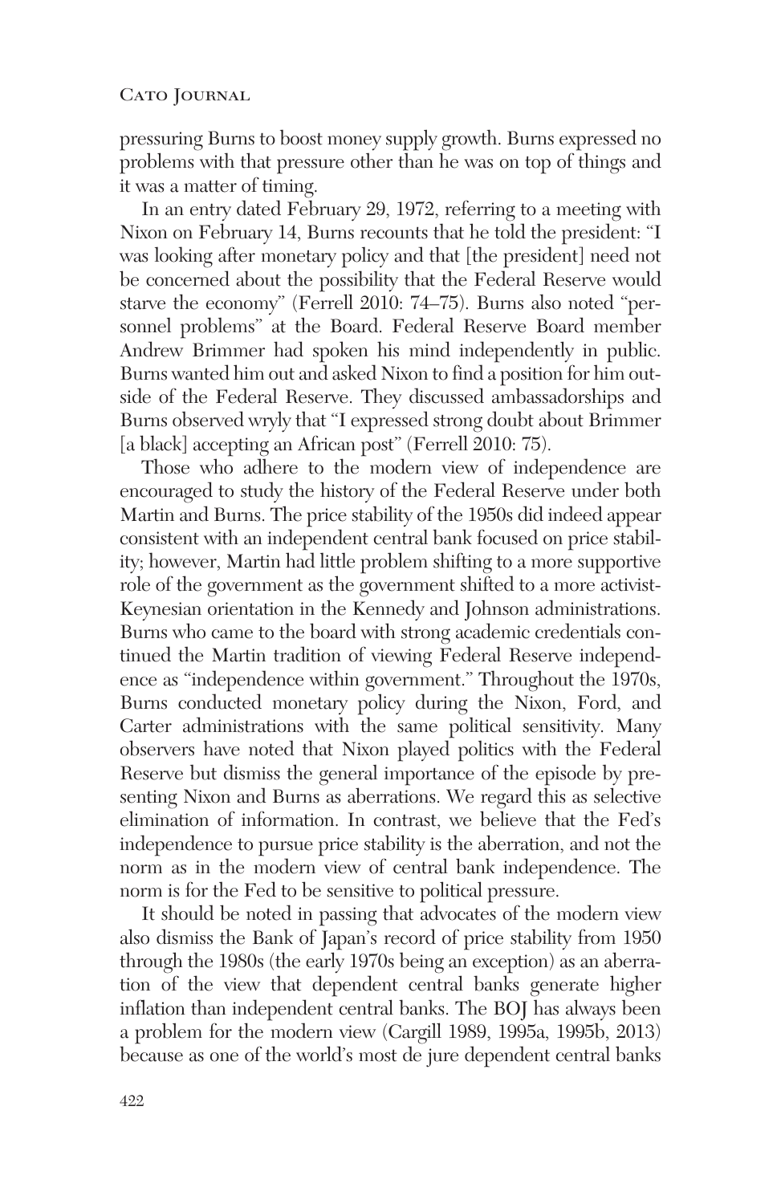pressuring Burns to boost money supply growth. Burns expressed no problems with that pressure other than he was on top of things and it was a matter of timing.

In an entry dated February 29, 1972, referring to a meeting with Nixon on February 14, Burns recounts that he told the president: "I was looking after monetary policy and that [the president] need not be concerned about the possibility that the Federal Reserve would starve the economy" (Ferrell 2010: 74–75). Burns also noted "personnel problems" at the Board. Federal Reserve Board member Andrew Brimmer had spoken his mind independently in public. Burns wanted him out and asked Nixon to find a position for him outside of the Federal Reserve. They discussed ambassadorships and Burns observed wryly that "I expressed strong doubt about Brimmer [a black] accepting an African post" (Ferrell 2010: 75).

Those who adhere to the modern view of independence are encouraged to study the history of the Federal Reserve under both Martin and Burns. The price stability of the 1950s did indeed appear consistent with an independent central bank focused on price stability; however, Martin had little problem shifting to a more supportive role of the government as the government shifted to a more activist-Keynesian orientation in the Kennedy and Johnson administrations. Burns who came to the board with strong academic credentials continued the Martin tradition of viewing Federal Reserve independence as "independence within government." Throughout the 1970s, Burns conducted monetary policy during the Nixon, Ford, and Carter administrations with the same political sensitivity. Many observers have noted that Nixon played politics with the Federal Reserve but dismiss the general importance of the episode by presenting Nixon and Burns as aberrations. We regard this as selective elimination of information. In contrast, we believe that the Fed's independence to pursue price stability is the aberration, and not the norm as in the modern view of central bank independence. The norm is for the Fed to be sensitive to political pressure.

It should be noted in passing that advocates of the modern view also dismiss the Bank of Japan's record of price stability from 1950 through the 1980s (the early 1970s being an exception) as an aberration of the view that dependent central banks generate higher inflation than independent central banks. The BOJ has always been a problem for the modern view (Cargill 1989, 1995a, 1995b, 2013) because as one of the world's most de jure dependent central banks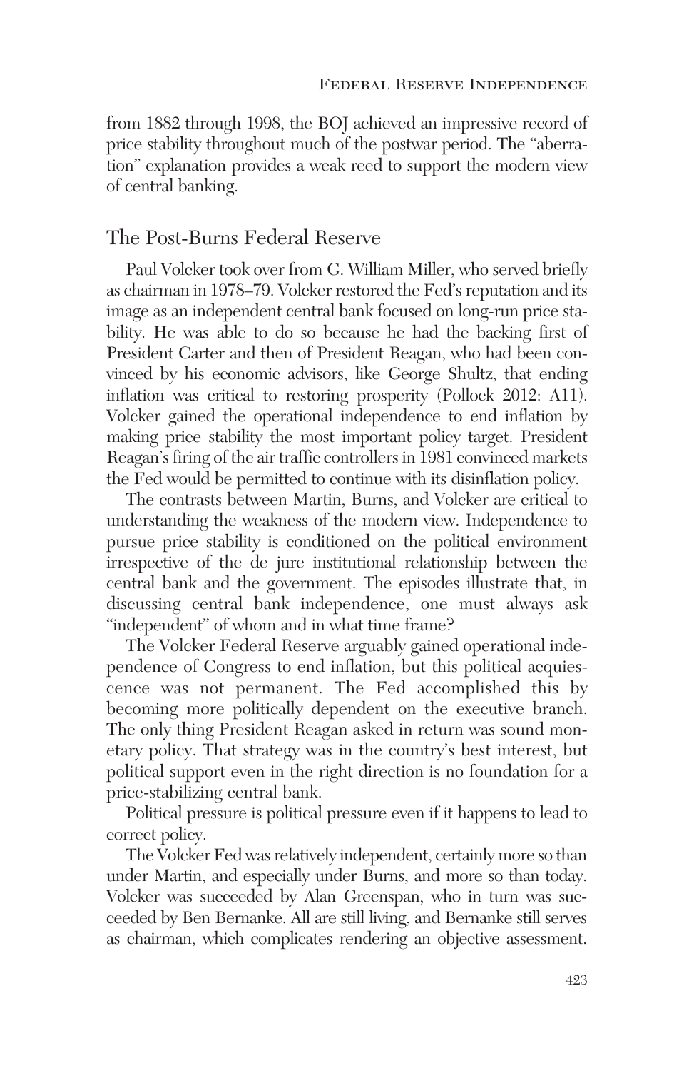from 1882 through 1998, the BOJ achieved an impressive record of price stability throughout much of the postwar period. The "aberration" explanation provides a weak reed to support the modern view of central banking.

## The Post-Burns Federal Reserve

Paul Volcker took over from G. William Miller, who served briefly as chairman in 1978–79. Volcker restored the Fed's reputation and its image as an independent central bank focused on long-run price stability. He was able to do so because he had the backing first of President Carter and then of President Reagan, who had been convinced by his economic advisors, like George Shultz, that ending inflation was critical to restoring prosperity (Pollock 2012: A11). Volcker gained the operational independence to end inflation by making price stability the most important policy target. President Reagan's firing of the air traffic controllers in 1981 convinced markets the Fed would be permitted to continue with its disinflation policy.

The contrasts between Martin, Burns, and Volcker are critical to understanding the weakness of the modern view. Independence to pursue price stability is conditioned on the political environment irrespective of the de jure institutional relationship between the central bank and the government. The episodes illustrate that, in discussing central bank independence, one must always ask "independent" of whom and in what time frame?

The Volcker Federal Reserve arguably gained operational independence of Congress to end inflation, but this political acquiescence was not permanent. The Fed accomplished this by becoming more politically dependent on the executive branch. The only thing President Reagan asked in return was sound monetary policy. That strategy was in the country's best interest, but political support even in the right direction is no foundation for a price-stabilizing central bank.

Political pressure is political pressure even if it happens to lead to correct policy.

The Volcker Fed was relatively independent, certainly more so than under Martin, and especially under Burns, and more so than today. Volcker was succeeded by Alan Greenspan, who in turn was succeeded by Ben Bernanke. All are still living, and Bernanke still serves as chairman, which complicates rendering an objective assessment.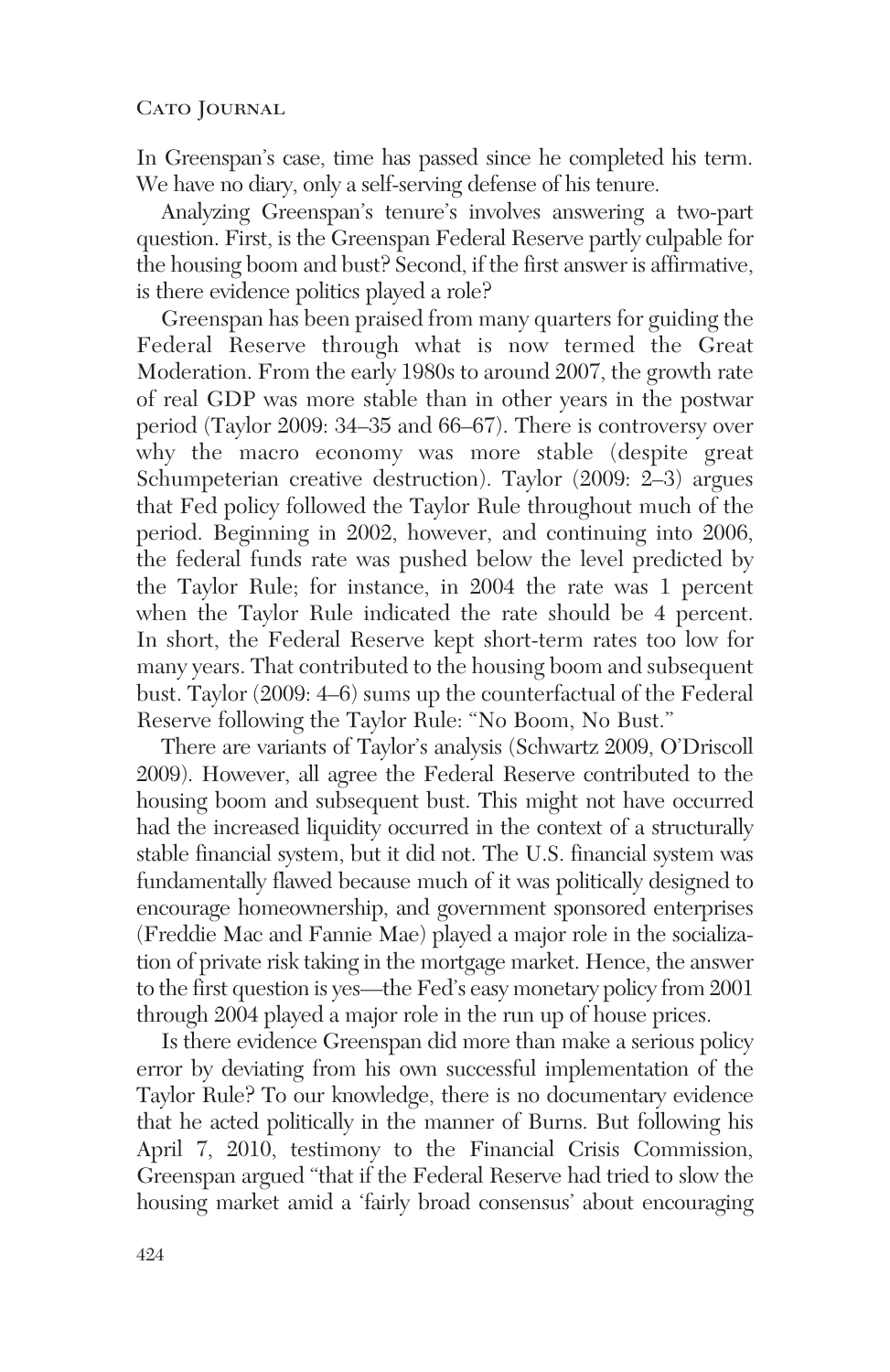In Greenspan's case, time has passed since he completed his term. We have no diary, only a self-serving defense of his tenure.

Analyzing Greenspan's tenure's involves answering a two-part question. First, is the Greenspan Federal Reserve partly culpable for the housing boom and bust? Second, if the first answer is affirmative, is there evidence politics played a role?

Greenspan has been praised from many quarters for guiding the Federal Reserve through what is now termed the Great Moderation. From the early 1980s to around 2007, the growth rate of real GDP was more stable than in other years in the postwar period (Taylor 2009: 34–35 and 66–67). There is controversy over why the macro economy was more stable (despite great Schumpeterian creative destruction). Taylor (2009: 2–3) argues that Fed policy followed the Taylor Rule throughout much of the period. Beginning in 2002, however, and continuing into 2006, the federal funds rate was pushed below the level predicted by the Taylor Rule; for instance, in 2004 the rate was 1 percent when the Taylor Rule indicated the rate should be 4 percent. In short, the Federal Reserve kept short-term rates too low for many years. That contributed to the housing boom and subsequent bust. Taylor (2009: 4–6) sums up the counterfactual of the Federal Reserve following the Taylor Rule: "No Boom, No Bust."

There are variants of Taylor's analysis (Schwartz 2009, O'Driscoll 2009). However, all agree the Federal Reserve contributed to the housing boom and subsequent bust. This might not have occurred had the increased liquidity occurred in the context of a structurally stable financial system, but it did not. The U.S. financial system was fundamentally flawed because much of it was politically designed to encourage homeownership, and government sponsored enterprises (Freddie Mac and Fannie Mae) played a major role in the socialization of private risk taking in the mortgage market. Hence, the answer to the first question is yes—the Fed's easy monetary policy from 2001 through 2004 played a major role in the run up of house prices.

Is there evidence Greenspan did more than make a serious policy error by deviating from his own successful implementation of the Taylor Rule? To our knowledge, there is no documentary evidence that he acted politically in the manner of Burns. But following his April 7, 2010, testimony to the Financial Crisis Commission, Greenspan argued "that if the Federal Reserve had tried to slow the housing market amid a 'fairly broad consensus' about encouraging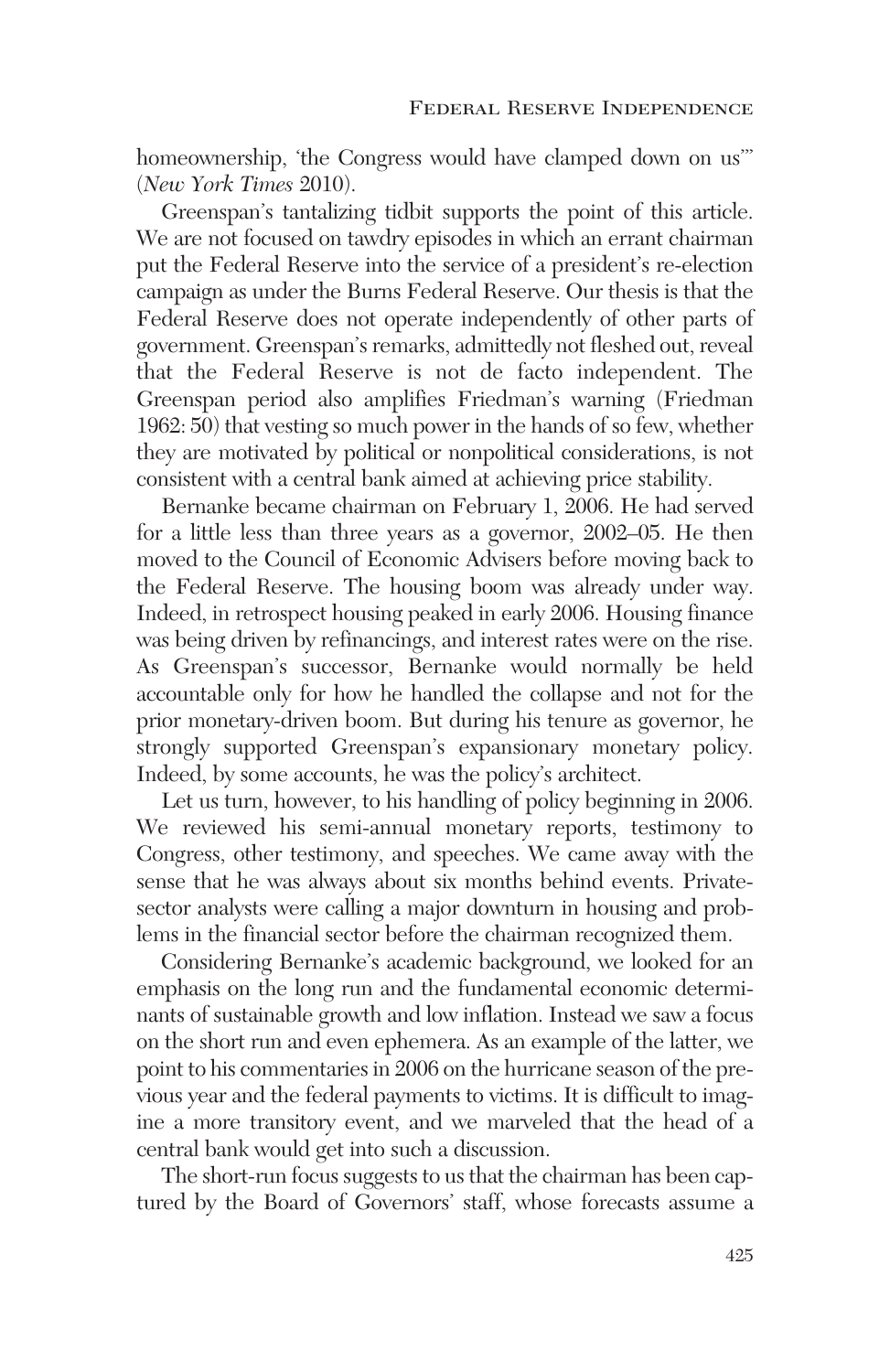homeownership, 'the Congress would have clamped down on us'" (*New York Times* 2010).

Greenspan's tantalizing tidbit supports the point of this article. We are not focused on tawdry episodes in which an errant chairman put the Federal Reserve into the service of a president's re-election campaign as under the Burns Federal Reserve. Our thesis is that the Federal Reserve does not operate independently of other parts of government. Greenspan's remarks, admittedly not fleshed out, reveal that the Federal Reserve is not de facto independent. The Greenspan period also amplifies Friedman's warning (Friedman 1962: 50) that vesting so much power in the hands of so few, whether they are motivated by political or nonpolitical considerations, is not consistent with a central bank aimed at achieving price stability.

Bernanke became chairman on February 1, 2006. He had served for a little less than three years as a governor, 2002–05. He then moved to the Council of Economic Advisers before moving back to the Federal Reserve. The housing boom was already under way. Indeed, in retrospect housing peaked in early 2006. Housing finance was being driven by refinancings, and interest rates were on the rise. As Greenspan's successor, Bernanke would normally be held accountable only for how he handled the collapse and not for the prior monetary-driven boom. But during his tenure as governor, he strongly supported Greenspan's expansionary monetary policy. Indeed, by some accounts, he was the policy's architect.

Let us turn, however, to his handling of policy beginning in 2006. We reviewed his semi-annual monetary reports, testimony to Congress, other testimony, and speeches. We came away with the sense that he was always about six months behind events. Private-sector analysts were calling a major downturn in housing and problems in the financial sector before the chairman recognized them.

Considering Bernanke's academic background, we looked for an emphasis on the long run and the fundamental economic determinants of sustainable growth and low inflation. Instead we saw a focus on the short run and even ephemera. As an example of the latter, we point to his commentaries in 2006 on the hurricane season of the previous year and the federal payments to victims. It is difficult to imagine a more transitory event, and we marveled that the head of a central bank would get into such a discussion.

The short-run focus suggests to us that the chairman has been captured by the Board of Governors' staff, whose forecasts assume a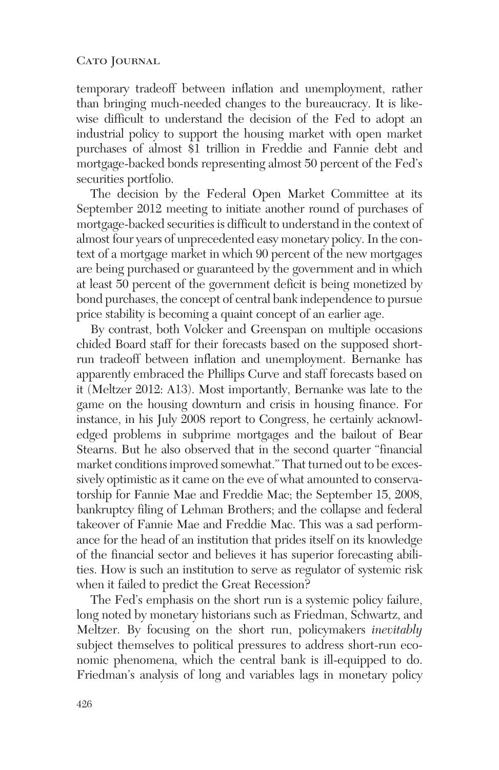temporary tradeoff between inflation and unemployment, rather than bringing much-needed changes to the bureaucracy. It is likewise difficult to understand the decision of the Fed to adopt an industrial policy to support the housing market with open market purchases of almost $1 trillion in Freddie and Fannie debt and mortgage-backed bonds representing almost 50 percent of the Fed's securities portfolio.

The decision by the Federal Open Market Committee at its September 2012 meeting to initiate another round of purchases of mortgage-backed securities is difficult to understand in the context of almost four years of unprecedented easy monetary policy. In the context of a mortgage market in which 90 percent of the new mortgages are being purchased or guaranteed by the government and in which at least 50 percent of the government deficit is being monetized by bond purchases, the concept of central bank independence to pursue price stability is becoming a quaint concept of an earlier age.

By contrast, both Volcker and Greenspan on multiple occasions chided Board staff for their forecasts based on the supposed short-run tradeoff between inflation and unemployment. Bernanke has apparently embraced the Phillips Curve and staff forecasts based on it (Meltzer 2012: A13). Most importantly, Bernanke was late to the game on the housing downturn and crisis in housing finance. For instance, in his July 2008 report to Congress, he certainly acknowledged problems in subprime mortgages and the bailout of Bear Stearns. But he also observed that in the second quarter "financial market conditions improved somewhat." That turned out to be excessively optimistic as it came on the eve of what amounted to conservatorship for Fannie Mae and Freddie Mac; the September 15, 2008, bankruptcy filing of Lehman Brothers; and the collapse and federal takeover of Fannie Mae and Freddie Mac. This was a sad performance for the head of an institution that prides itself on its knowledge of the financial sector and believes it has superior forecasting abilities. How is such an institution to serve as regulator of systemic risk when it failed to predict the Great Recession?

The Fed's emphasis on the short run is a systemic policy failure, long noted by monetary historians such as Friedman, Schwartz, and Meltzer. By focusing on the short run, policymakers *inevitably* subject themselves to political pressures to address short-run economic phenomena, which the central bank is ill-equipped to do. Friedman's analysis of long and variables lags in monetary policy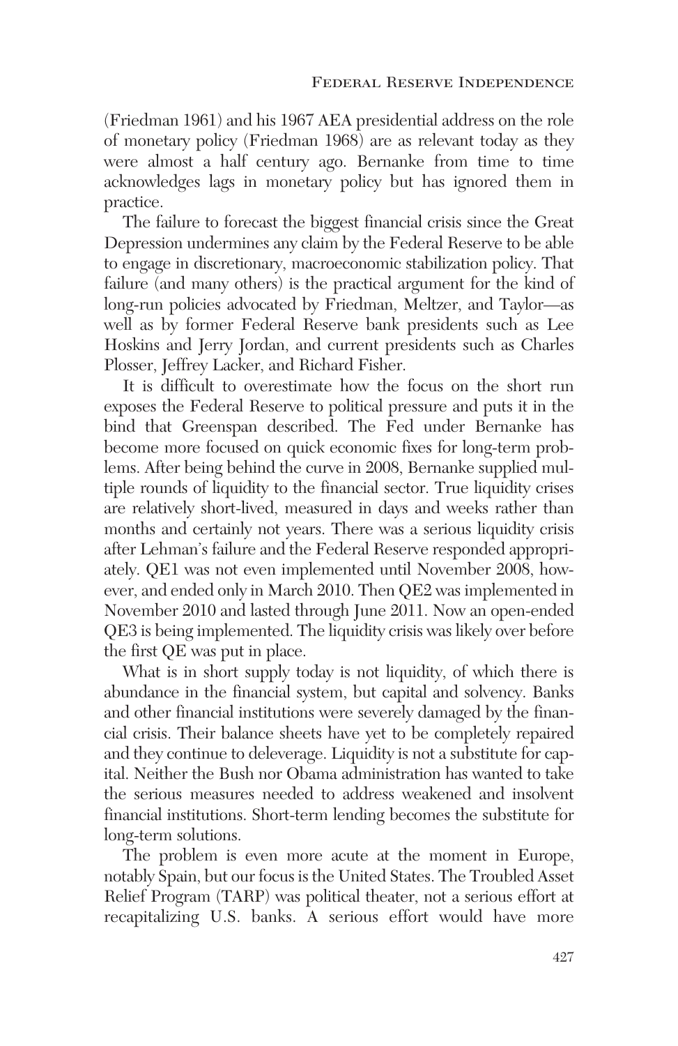(Friedman 1961) and his 1967 AEA presidential address on the role of monetary policy (Friedman 1968) are as relevant today as they were almost a half century ago. Bernanke from time to time acknowledges lags in monetary policy but has ignored them in practice.

The failure to forecast the biggest financial crisis since the Great Depression undermines any claim by the Federal Reserve to be able to engage in discretionary, macroeconomic stabilization policy. That failure (and many others) is the practical argument for the kind of long-run policies advocated by Friedman, Meltzer, and Taylor—as well as by former Federal Reserve bank presidents such as Lee Hoskins and Jerry Jordan, and current presidents such as Charles Plosser, Jeffrey Lacker, and Richard Fisher.

It is difficult to overestimate how the focus on the short run exposes the Federal Reserve to political pressure and puts it in the bind that Greenspan described. The Fed under Bernanke has become more focused on quick economic fixes for long-term problems. After being behind the curve in 2008, Bernanke supplied multiple rounds of liquidity to the financial sector. True liquidity crises are relatively short-lived, measured in days and weeks rather than months and certainly not years. There was a serious liquidity crisis after Lehman's failure and the Federal Reserve responded appropriately. QE1 was not even implemented until November 2008, however, and ended only in March 2010. Then QE2 was implemented in November 2010 and lasted through June 2011. Now an open-ended QE3 is being implemented. The liquidity crisis was likely over before the first QE was put in place.

What is in short supply today is not liquidity, of which there is abundance in the financial system, but capital and solvency. Banks and other financial institutions were severely damaged by the financial crisis. Their balance sheets have yet to be completely repaired and they continue to deleverage. Liquidity is not a substitute for capital. Neither the Bush nor Obama administration has wanted to take the serious measures needed to address weakened and insolvent financial institutions. Short-term lending becomes the substitute for long-term solutions.

The problem is even more acute at the moment in Europe, notably Spain, but our focus is the United States. The Troubled Asset Relief Program (TARP) was political theater, not a serious effort at recapitalizing U.S. banks. A serious effort would have more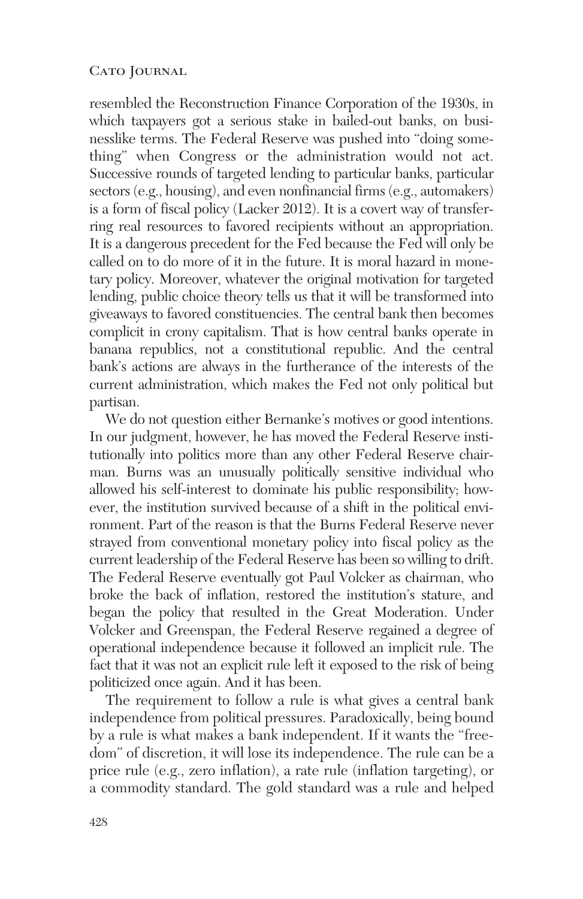resembled the Reconstruction Finance Corporation of the 1930s, in which taxpayers got a serious stake in bailed-out banks, on businesslike terms. The Federal Reserve was pushed into "doing something" when Congress or the administration would not act. Successive rounds of targeted lending to particular banks, particular sectors (e.g., housing), and even nonfinancial firms (e.g., automakers) is a form of fiscal policy (Lacker 2012). It is a covert way of transferring real resources to favored recipients without an appropriation. It is a dangerous precedent for the Fed because the Fed will only be called on to do more of it in the future. It is moral hazard in monetary policy. Moreover, whatever the original motivation for targeted lending, public choice theory tells us that it will be transformed into giveaways to favored constituencies. The central bank then becomes complicit in crony capitalism. That is how central banks operate in banana republics, not a constitutional republic. And the central bank's actions are always in the furtherance of the interests of the current administration, which makes the Fed not only political but partisan.

We do not question either Bernanke's motives or good intentions. In our judgment, however, he has moved the Federal Reserve institutionally into politics more than any other Federal Reserve chairman. Burns was an unusually politically sensitive individual who allowed his self-interest to dominate his public responsibility; however, the institution survived because of a shift in the political environment. Part of the reason is that the Burns Federal Reserve never strayed from conventional monetary policy into fiscal policy as the current leadership of the Federal Reserve has been so willing to drift. The Federal Reserve eventually got Paul Volcker as chairman, who broke the back of inflation, restored the institution's stature, and began the policy that resulted in the Great Moderation. Under Volcker and Greenspan, the Federal Reserve regained a degree of operational independence because it followed an implicit rule. The fact that it was not an explicit rule left it exposed to the risk of being politicized once again. And it has been.

The requirement to follow a rule is what gives a central bank independence from political pressures. Paradoxically, being bound by a rule is what makes a bank independent. If it wants the "freedom" of discretion, it will lose its independence. The rule can be a price rule (e.g., zero inflation), a rate rule (inflation targeting), or a commodity standard. The gold standard was a rule and helped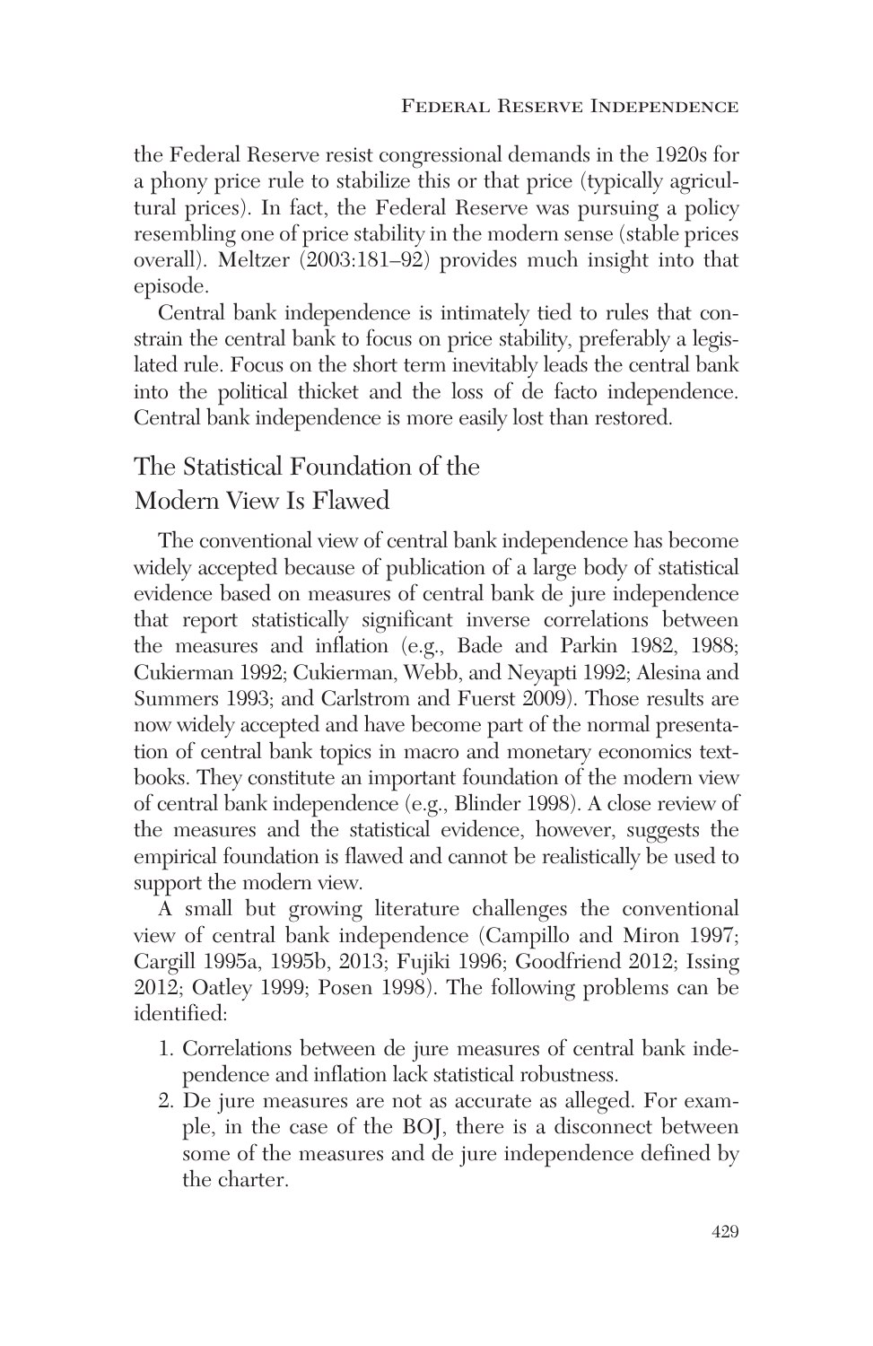the Federal Reserve resist congressional demands in the 1920s for a phony price rule to stabilize this or that price (typically agricultural prices). In fact, the Federal Reserve was pursuing a policy resembling one of price stability in the modern sense (stable prices overall). Meltzer (2003:181–92) provides much insight into that episode.

Central bank independence is intimately tied to rules that constrain the central bank to focus on price stability, preferably a legislated rule. Focus on the short term inevitably leads the central bank into the political thicket and the loss of de facto independence. Central bank independence is more easily lost than restored.

## The Statistical Foundation of the Modern View Is Flawed

The conventional view of central bank independence has become widely accepted because of publication of a large body of statistical evidence based on measures of central bank de jure independence that report statistically significant inverse correlations between the measures and inflation (e.g., Bade and Parkin 1982, 1988; Cukierman 1992; Cukierman, Webb, and Neyapti 1992; Alesina and Summers 1993; and Carlstrom and Fuerst 2009). Those results are now widely accepted and have become part of the normal presentation of central bank topics in macro and monetary economics textbooks. They constitute an important foundation of the modern view of central bank independence (e.g., Blinder 1998). A close review of the measures and the statistical evidence, however, suggests the empirical foundation is flawed and cannot be realistically be used to support the modern view.

A small but growing literature challenges the conventional view of central bank independence (Campillo and Miron 1997; Cargill 1995a, 1995b, 2013; Fujiki 1996; Goodfriend 2012; Issing 2012; Oatley 1999; Posen 1998). The following problems can be identified:

1. Correlations between de jure measures of central bank independence and inflation lack statistical robustness.
2. De jure measures are not as accurate as alleged. For example, in the case of the BOJ, there is a disconnect between some of the measures and de jure independence defined by the charter.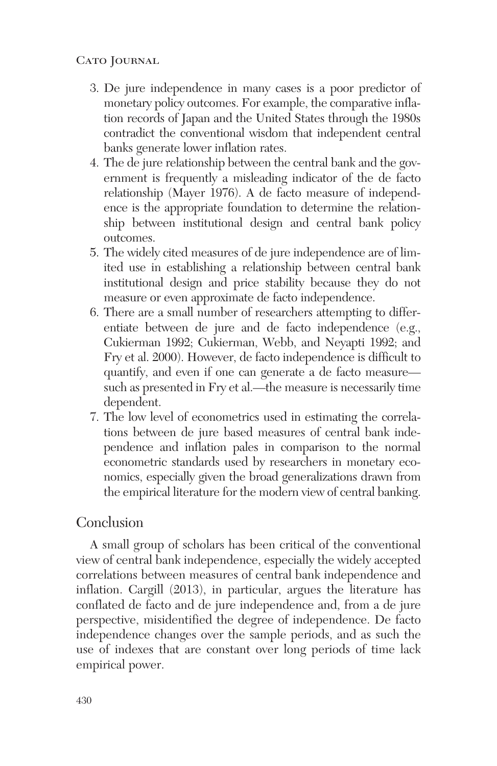3. De jure independence in many cases is a poor predictor of monetary policy outcomes. For example, the comparative inflation records of Japan and the United States through the 1980s contradict the conventional wisdom that independent central banks generate lower inflation rates.
4. The de jure relationship between the central bank and the government is frequently a misleading indicator of the de facto relationship (Mayer 1976). A de facto measure of independence is the appropriate foundation to determine the relationship between institutional design and central bank policy outcomes.
5. The widely cited measures of de jure independence are of limited use in establishing a relationship between central bank institutional design and price stability because they do not measure or even approximate de facto independence.
6. There are a small number of researchers attempting to differentiate between de jure and de facto independence (e.g., Cukierman 1992; Cukierman, Webb, and Neyapti 1992; and Fry et al. 2000). However, de facto independence is difficult to quantify, and even if one can generate a de facto measure—such as presented in Fry et al.—the measure is necessarily time dependent.
7. The low level of econometrics used in estimating the correlations between de jure based measures of central bank independence and inflation pales in comparison to the normal econometric standards used by researchers in monetary economics, especially given the broad generalizations drawn from the empirical literature for the modern view of central banking.

## Conclusion

A small group of scholars has been critical of the conventional view of central bank independence, especially the widely accepted correlations between measures of central bank independence and inflation. Cargill (2013), in particular, argues the literature has conflated de facto and de jure independence and, from a de jure perspective, misidentified the degree of independence. De facto independence changes over the sample periods, and as such the use of indexes that are constant over long periods of time lack empirical power.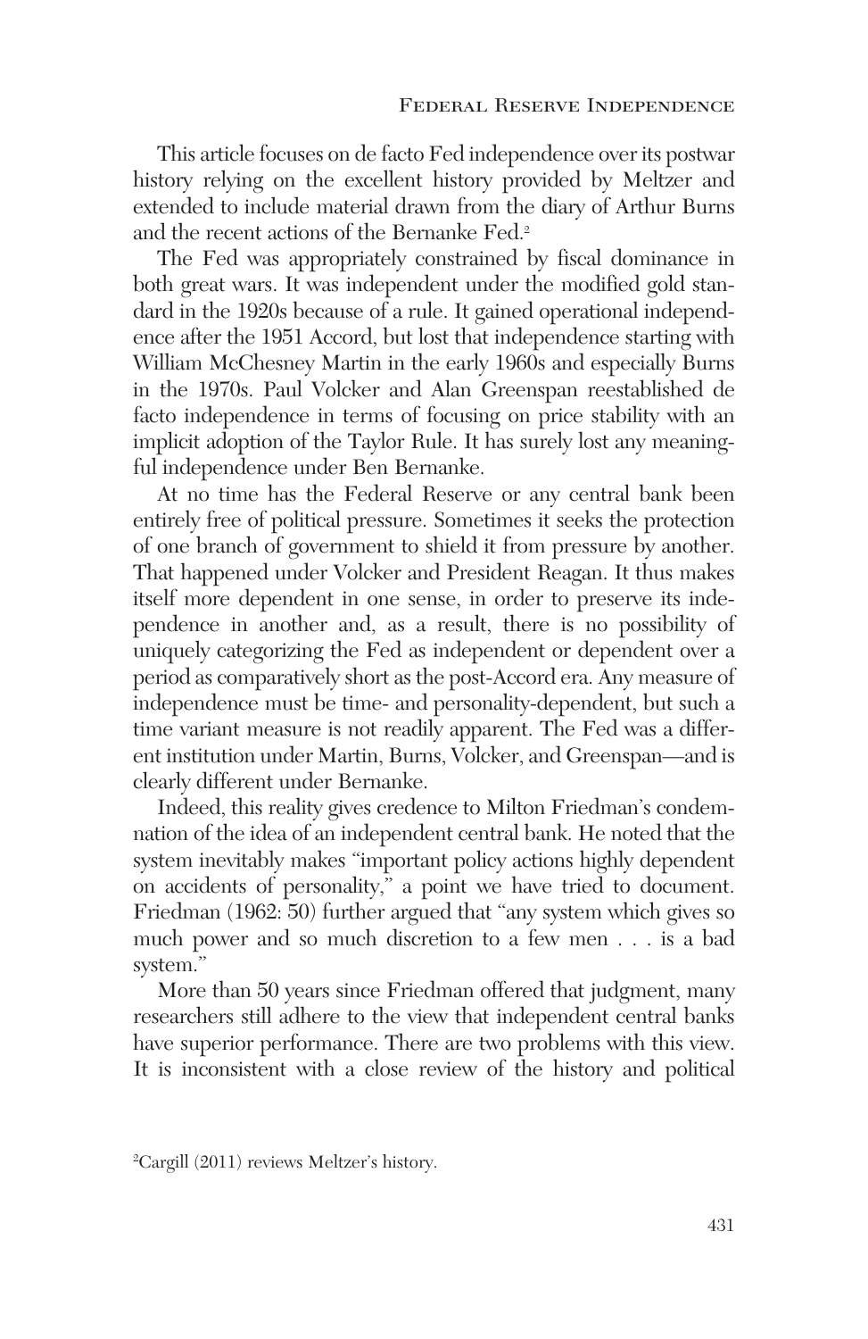This article focuses on de facto Fed independence over its postwar history relying on the excellent history provided by Meltzer and extended to include material drawn from the diary of Arthur Burns and the recent actions of the Bernanke Fed.[2]

The Fed was appropriately constrained by fiscal dominance in both great wars. It was independent under the modified gold standard in the 1920s because of a rule. It gained operational independence after the 1951 Accord, but lost that independence starting with William McChesney Martin in the early 1960s and especially Burns in the 1970s. Paul Volcker and Alan Greenspan reestablished de facto independence in terms of focusing on price stability with an implicit adoption of the Taylor Rule. It has surely lost any meaningful independence under Ben Bernanke.

At no time has the Federal Reserve or any central bank been entirely free of political pressure. Sometimes it seeks the protection of one branch of government to shield it from pressure by another. That happened under Volcker and President Reagan. It thus makes itself more dependent in one sense, in order to preserve its independence in another and, as a result, there is no possibility of uniquely categorizing the Fed as independent or dependent over a period as comparatively short as the post-Accord era. Any measure of independence must be time- and personality-dependent, but such a time variant measure is not readily apparent. The Fed was a different institution under Martin, Burns, Volcker, and Greenspan—and is clearly different under Bernanke.

Indeed, this reality gives credence to Milton Friedman's condemnation of the idea of an independent central bank. He noted that the system inevitably makes "important policy actions highly dependent on accidents of personality," a point we have tried to document. Friedman (1962: 50) further argued that "any system which gives so much power and so much discretion to a few men . . . is a bad system."

More than 50 years since Friedman offered that judgment, many researchers still adhere to the view that independent central banks have superior performance. There are two problems with this view. It is inconsistent with a close review of the history and political

[2] Cargill (2011) reviews Meltzer's history.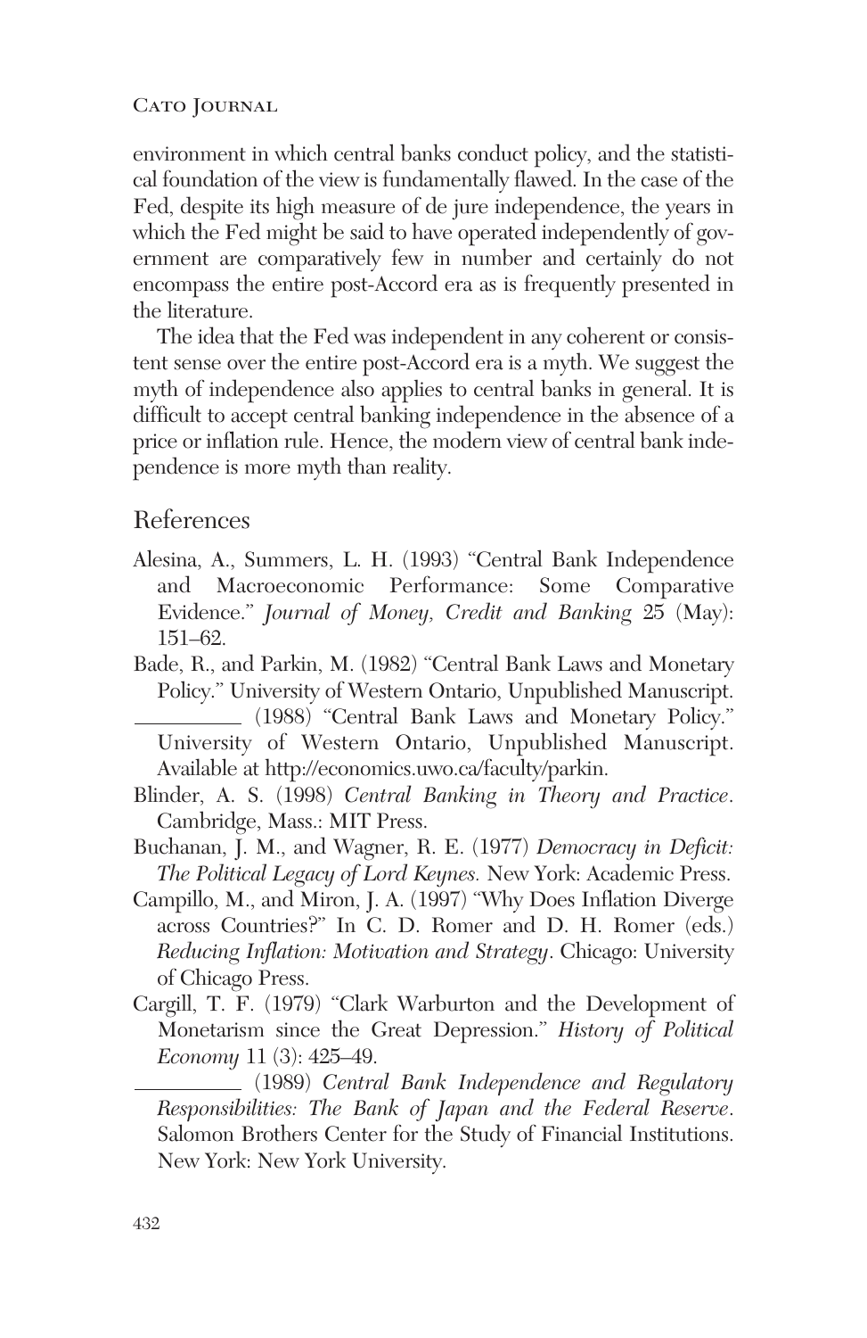environment in which central banks conduct policy, and the statistical foundation of the view is fundamentally flawed. In the case of the Fed, despite its high measure of de jure independence, the years in which the Fed might be said to have operated independently of government are comparatively few in number and certainly do not encompass the entire post-Accord era as is frequently presented in the literature.

The idea that the Fed was independent in any coherent or consistent sense over the entire post-Accord era is a myth. We suggest the myth of independence also applies to central banks in general. It is difficult to accept central banking independence in the absence of a price or inflation rule. Hence, the modern view of central bank independence is more myth than reality.

## References

Alesina, A., Summers, L. H. (1993) "Central Bank Independence and Macroeconomic Performance: Some Comparative Evidence." *Journal of Money, Credit and Banking* 25 (May): 151–62.

Bade, R., and Parkin, M. (1982) "Central Bank Laws and Monetary Policy." University of Western Ontario, Unpublished Manuscript.

__________ (1988) "Central Bank Laws and Monetary Policy." University of Western Ontario, Unpublished Manuscript. Available at http://economics.uwo.ca/faculty/parkin.

Blinder, A. S. (1998) *Central Banking in Theory and Practice*. Cambridge, Mass.: MIT Press.

Buchanan, J. M., and Wagner, R. E. (1977) *Democracy in Deficit: The Political Legacy of Lord Keynes.* New York: Academic Press.

Campillo, M., and Miron, J. A. (1997) "Why Does Inflation Diverge across Countries?" In C. D. Romer and D. H. Romer (eds.) *Reducing Inflation: Motivation and Strategy*. Chicago: University of Chicago Press.

Cargill, T. F. (1979) "Clark Warburton and the Development of Monetarism since the Great Depression." *History of Political Economy* 11 (3): 425–49.

__________ (1989) *Central Bank Independence and Regulatory Responsibilities: The Bank of Japan and the Federal Reserve*. Salomon Brothers Center for the Study of Financial Institutions. New York: New York University.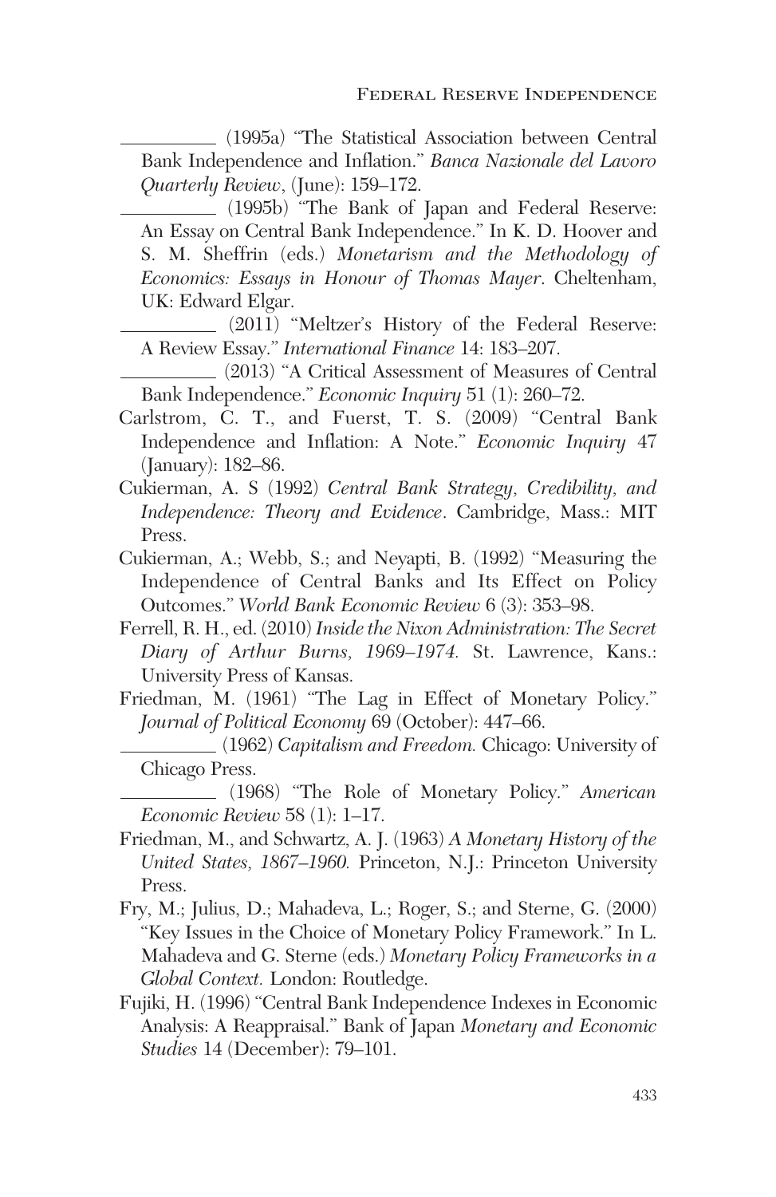__________ (1995a) "The Statistical Association between Central Bank Independence and Inflation." *Banca Nazionale del Lavoro Quarterly Review*, (June): 159–172.

__________ (1995b) "The Bank of Japan and Federal Reserve: An Essay on Central Bank Independence." In K. D. Hoover and S. M. Sheffrin (eds.) *Monetarism and the Methodology of Economics: Essays in Honour of Thomas Mayer*. Cheltenham, UK: Edward Elgar.

__________ (2011) "Meltzer's History of the Federal Reserve: A Review Essay." *International Finance* 14: 183–207.

__________ (2013) "A Critical Assessment of Measures of Central Bank Independence." *Economic Inquiry* 51 (1): 260–72.

Carlstrom, C. T., and Fuerst, T. S. (2009) "Central Bank Independence and Inflation: A Note." *Economic Inquiry* 47 (January): 182–86.

Cukierman, A. S (1992) *Central Bank Strategy, Credibility, and Independence: Theory and Evidence*. Cambridge, Mass.: MIT Press.

Cukierman, A.; Webb, S.; and Neyapti, B. (1992) "Measuring the Independence of Central Banks and Its Effect on Policy Outcomes." *World Bank Economic Review* 6 (3): 353–98.

Ferrell, R. H., ed. (2010) *Inside the Nixon Administration: The Secret Diary of Arthur Burns, 1969–1974.* St. Lawrence, Kans.: University Press of Kansas.

Friedman, M. (1961) "The Lag in Effect of Monetary Policy." *Journal of Political Economy* 69 (October): 447–66.

__________ (1962) *Capitalism and Freedom.* Chicago: University of Chicago Press.

__________ (1968) "The Role of Monetary Policy." *American Economic Review* 58 (1): 1–17.

Friedman, M., and Schwartz, A. J. (1963) *A Monetary History of the United States, 1867–1960.* Princeton, N.J.: Princeton University Press.

Fry, M.; Julius, D.; Mahadeva, L.; Roger, S.; and Sterne, G. (2000) "Key Issues in the Choice of Monetary Policy Framework." In L. Mahadeva and G. Sterne (eds.) *Monetary Policy Frameworks in a Global Context.* London: Routledge.

Fujiki, H. (1996) "Central Bank Independence Indexes in Economic Analysis: A Reappraisal." Bank of Japan *Monetary and Economic Studies* 14 (December): 79–101.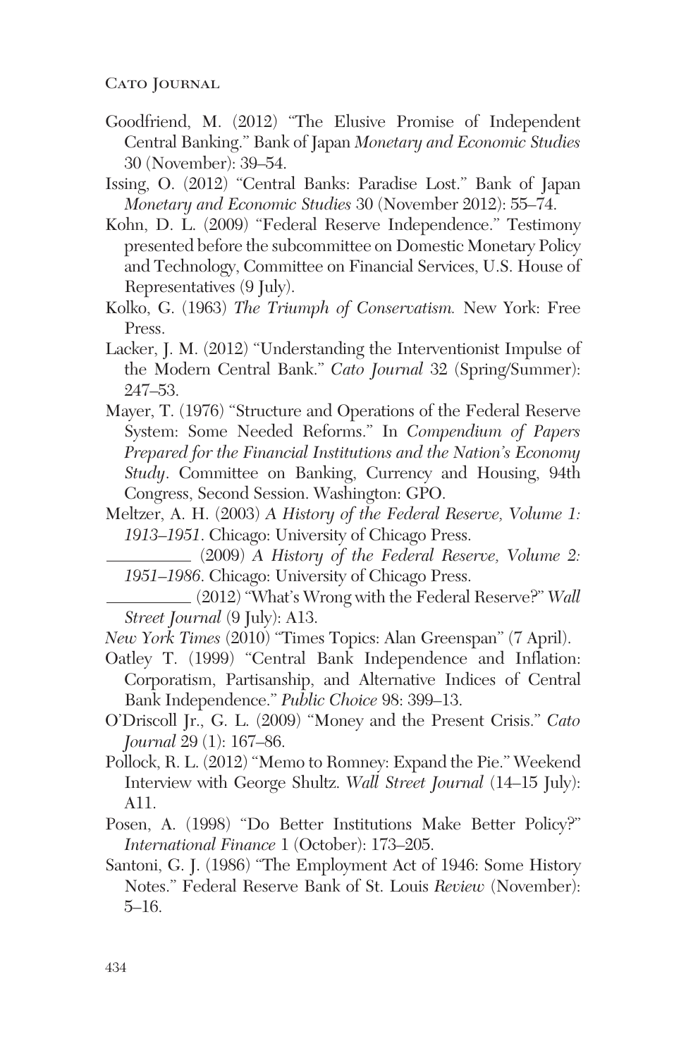Goodfriend, M. (2012) "The Elusive Promise of Independent Central Banking." Bank of Japan *Monetary and Economic Studies* 30 (November): 39–54.

Issing, O. (2012) "Central Banks: Paradise Lost." Bank of Japan *Monetary and Economic Studies* 30 (November 2012): 55–74.

Kohn, D. L. (2009) "Federal Reserve Independence." Testimony presented before the subcommittee on Domestic Monetary Policy and Technology, Committee on Financial Services, U.S. House of Representatives (9 July).

Kolko, G. (1963) *The Triumph of Conservatism.* New York: Free Press.

Lacker, J. M. (2012) "Understanding the Interventionist Impulse of the Modern Central Bank." *Cato Journal* 32 (Spring/Summer): 247–53.

Mayer, T. (1976) "Structure and Operations of the Federal Reserve System: Some Needed Reforms." In *Compendium of Papers Prepared for the Financial Institutions and the Nation's Economy Study*. Committee on Banking, Currency and Housing, 94th Congress, Second Session. Washington: GPO.

Meltzer, A. H. (2003) *A History of the Federal Reserve, Volume 1: 1913–1951*. Chicago: University of Chicago Press.

__________ (2009) *A History of the Federal Reserve, Volume 2: 1951–1986*. Chicago: University of Chicago Press.

__________ (2012) "What's Wrong with the Federal Reserve?" *Wall Street Journal* (9 July): A13.

*New York Times* (2010) "Times Topics: Alan Greenspan" (7 April).

Oatley T. (1999) "Central Bank Independence and Inflation: Corporatism, Partisanship, and Alternative Indices of Central Bank Independence." *Public Choice* 98: 399–13.

O'Driscoll Jr., G. L. (2009) "Money and the Present Crisis." *Cato Journal* 29 (1): 167–86.

Pollock, R. L. (2012) "Memo to Romney: Expand the Pie." Weekend Interview with George Shultz. *Wall Street Journal* (14–15 July): A11.

Posen, A. (1998) "Do Better Institutions Make Better Policy?" *International Finance* 1 (October): 173–205.

Santoni, G. J. (1986) "The Employment Act of 1946: Some History Notes." Federal Reserve Bank of St. Louis *Review* (November): 5–16.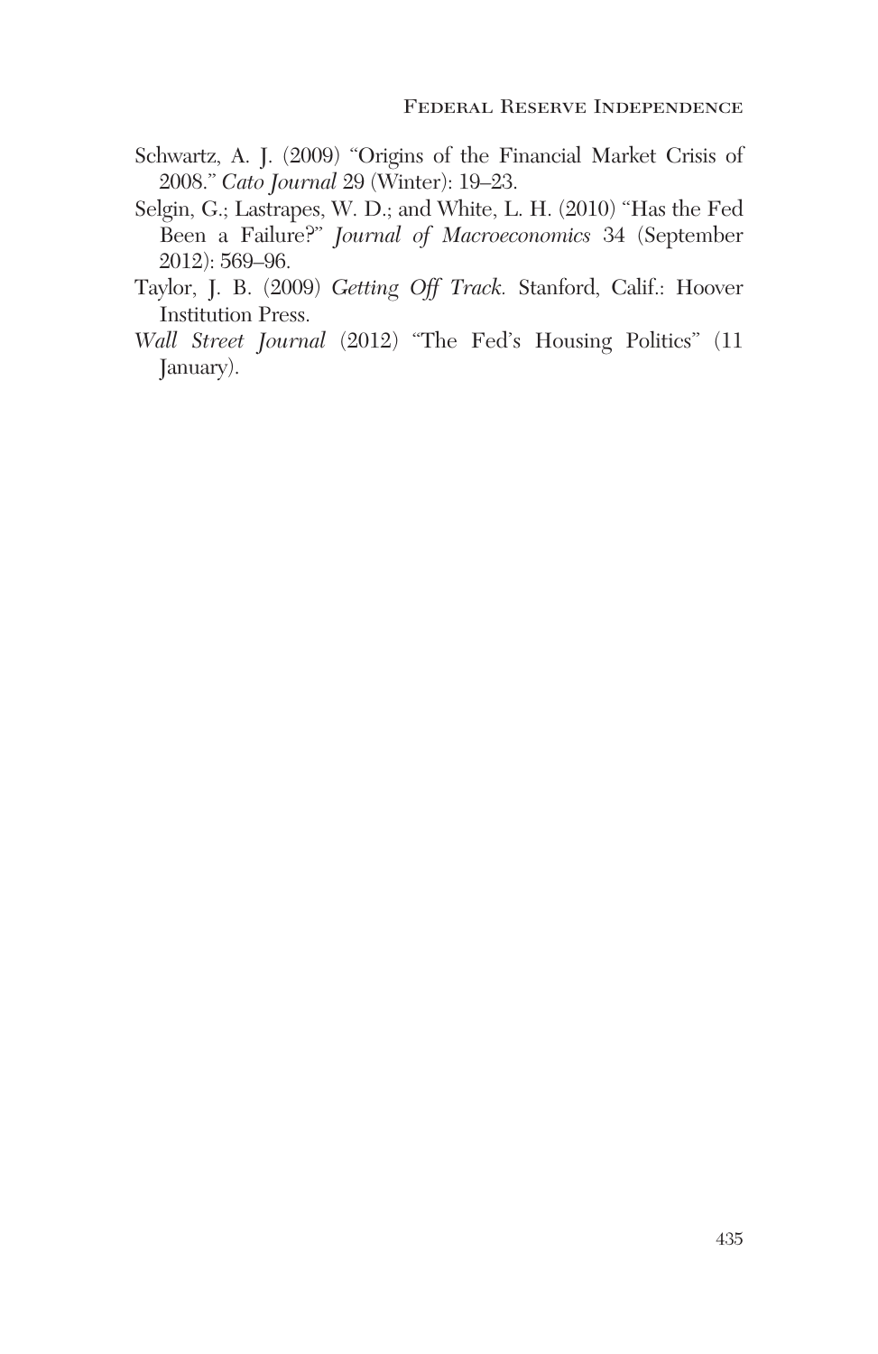Schwartz, A. J. (2009) "Origins of the Financial Market Crisis of 2008." *Cato Journal* 29 (Winter): 19–23.

Selgin, G.; Lastrapes, W. D.; and White, L. H. (2010) "Has the Fed Been a Failure?" *Journal of Macroeconomics* 34 (September 2012): 569–96.

Taylor, J. B. (2009) *Getting Off Track.* Stanford, Calif.: Hoover Institution Press.

*Wall Street Journal* (2012) "The Fed's Housing Politics" (11 January).